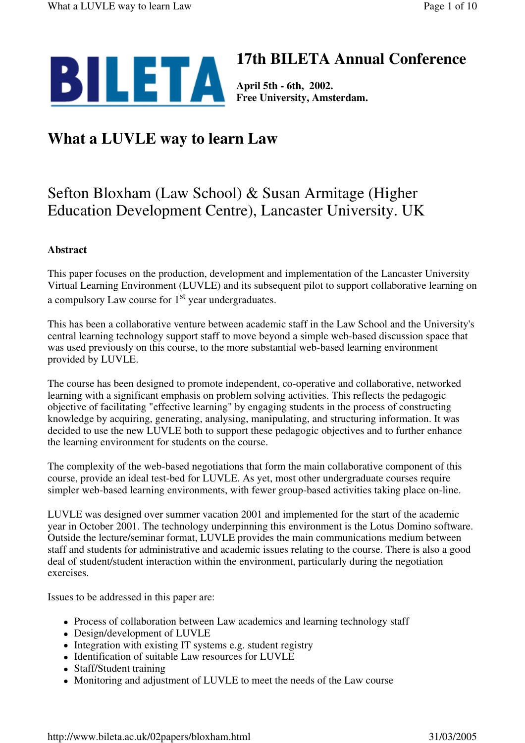# 17th BILETA Annual Conference

**April 5th - 6th, 2002.**
**Free University, Amsterdam.**

# What a LUVLE way to learn Law

## Sefton Bloxham (Law School) & Susan Armitage (Higher Education Development Centre), Lancaster University. UK

**Abstract**

This paper focuses on the production, development and implementation of the Lancaster University Virtual Learning Environment (LUVLE) and its subsequent pilot to support collaborative learning on a compulsory Law course for 1st year undergraduates.

This has been a collaborative venture between academic staff in the Law School and the University's central learning technology support staff to move beyond a simple web-based discussion space that was used previously on this course, to the more substantial web-based learning environment provided by LUVLE.

The course has been designed to promote independent, co-operative and collaborative, networked learning with a significant emphasis on problem solving activities. This reflects the pedagogic objective of facilitating "effective learning" by engaging students in the process of constructing knowledge by acquiring, generating, analysing, manipulating, and structuring information. It was decided to use the new LUVLE both to support these pedagogic objectives and to further enhance the learning environment for students on the course.

The complexity of the web-based negotiations that form the main collaborative component of this course, provide an ideal test-bed for LUVLE. As yet, most other undergraduate courses require simpler web-based learning environments, with fewer group-based activities taking place on-line.

LUVLE was designed over summer vacation 2001 and implemented for the start of the academic year in October 2001. The technology underpinning this environment is the Lotus Domino software. Outside the lecture/seminar format, LUVLE provides the main communications medium between staff and students for administrative and academic issues relating to the course. There is also a good deal of student/student interaction within the environment, particularly during the negotiation exercises.

Issues to be addressed in this paper are:

- Process of collaboration between Law academics and learning technology staff
- Design/development of LUVLE
- Integration with existing IT systems e.g. student registry
- Identification of suitable Law resources for LUVLE
- Staff/Student training
- Monitoring and adjustment of LUVLE to meet the needs of the Law course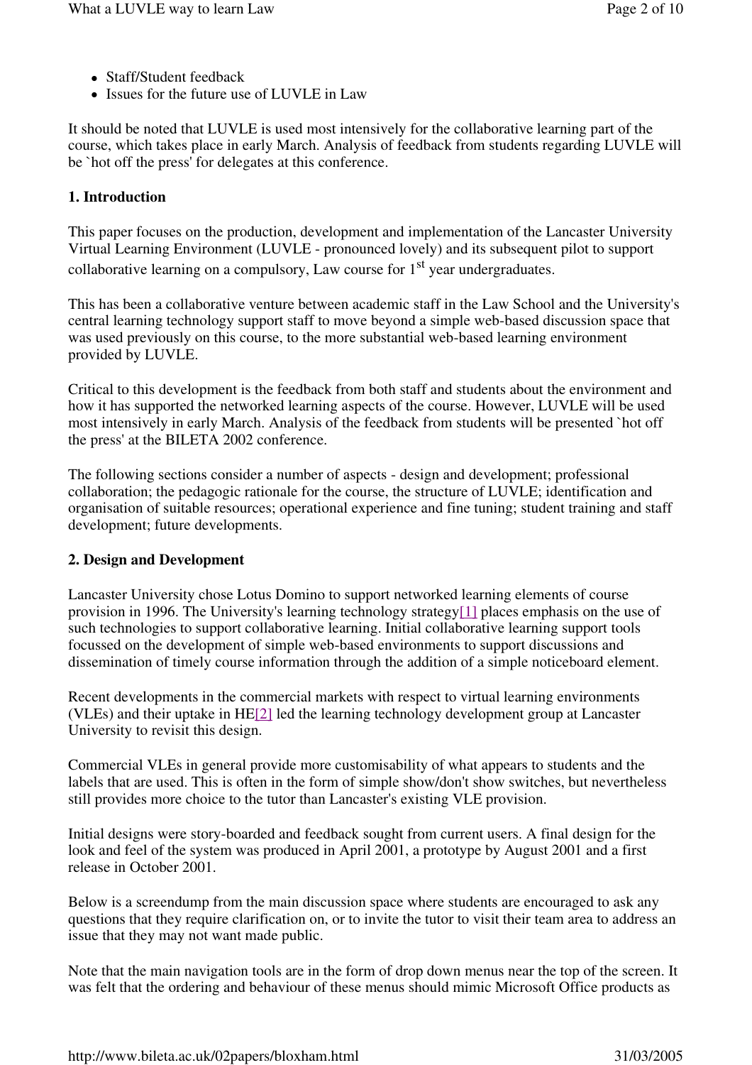- Staff/Student feedback
- Issues for the future use of LUVLE in Law

It should be noted that LUVLE is used most intensively for the collaborative learning part of the course, which takes place in early March. Analysis of feedback from students regarding LUVLE will be `hot off the press' for delegates at this conference.

## 1. Introduction

This paper focuses on the production, development and implementation of the Lancaster University Virtual Learning Environment (LUVLE - pronounced lovely) and its subsequent pilot to support collaborative learning on a compulsory, Law course for 1st year undergraduates.

This has been a collaborative venture between academic staff in the Law School and the University's central learning technology support staff to move beyond a simple web-based discussion space that was used previously on this course, to the more substantial web-based learning environment provided by LUVLE.

Critical to this development is the feedback from both staff and students about the environment and how it has supported the networked learning aspects of the course. However, LUVLE will be used most intensively in early March. Analysis of the feedback from students will be presented `hot off the press' at the BILETA 2002 conference.

The following sections consider a number of aspects - design and development; professional collaboration; the pedagogic rationale for the course, the structure of LUVLE; identification and organisation of suitable resources; operational experience and fine tuning; student training and staff development; future developments.

## 2. Design and Development

Lancaster University chose Lotus Domino to support networked learning elements of course provision in 1996. The University's learning technology strategy[1] places emphasis on the use of such technologies to support collaborative learning. Initial collaborative learning support tools focussed on the development of simple web-based environments to support discussions and dissemination of timely course information through the addition of a simple noticeboard element.

Recent developments in the commercial markets with respect to virtual learning environments (VLEs) and their uptake in HE[2] led the learning technology development group at Lancaster University to revisit this design.

Commercial VLEs in general provide more customisability of what appears to students and the labels that are used. This is often in the form of simple show/don't show switches, but nevertheless still provides more choice to the tutor than Lancaster's existing VLE provision.

Initial designs were story-boarded and feedback sought from current users. A final design for the look and feel of the system was produced in April 2001, a prototype by August 2001 and a first release in October 2001.

Below is a screendump from the main discussion space where students are encouraged to ask any questions that they require clarification on, or to invite the tutor to visit their team area to address an issue that they may not want made public.

Note that the main navigation tools are in the form of drop down menus near the top of the screen. It was felt that the ordering and behaviour of these menus should mimic Microsoft Office products as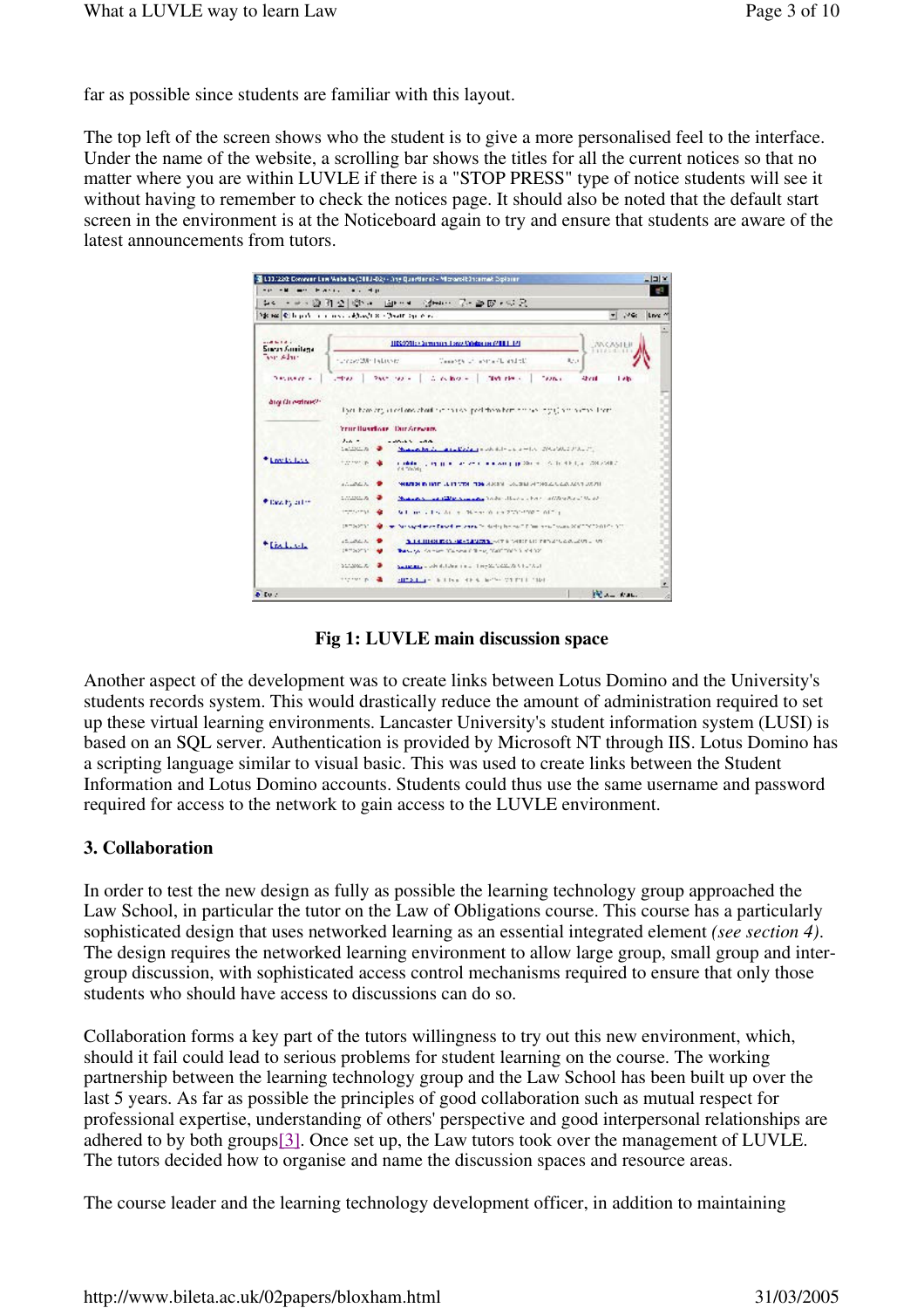far as possible since students are familiar with this layout.

The top left of the screen shows who the student is to give a more personalised feel to the interface. Under the name of the website, a scrolling bar shows the titles for all the current notices so that no matter where you are within LUVLE if there is a "STOP PRESS" type of notice students will see it without having to remember to check the notices page. It should also be noted that the default start screen in the environment is at the Noticeboard again to try and ensure that students are aware of the latest announcements from tutors.

**Fig 1: LUVLE main discussion space**

Another aspect of the development was to create links between Lotus Domino and the University's students records system. This would drastically reduce the amount of administration required to set up these virtual learning environments. Lancaster University's student information system (LUSI) is based on an SQL server. Authentication is provided by Microsoft NT through IIS. Lotus Domino has a scripting language similar to visual basic. This was used to create links between the Student Information and Lotus Domino accounts. Students could thus use the same username and password required for access to the network to gain access to the LUVLE environment.

### 3. Collaboration

In order to test the new design as fully as possible the learning technology group approached the Law School, in particular the tutor on the Law of Obligations course. This course has a particularly sophisticated design that uses networked learning as an essential integrated element *(see section 4)*. The design requires the networked learning environment to allow large group, small group and inter-group discussion, with sophisticated access control mechanisms required to ensure that only those students who should have access to discussions can do so.

Collaboration forms a key part of the tutors willingness to try out this new environment, which, should it fail could lead to serious problems for student learning on the course. The working partnership between the learning technology group and the Law School has been built up over the last 5 years. As far as possible the principles of good collaboration such as mutual respect for professional expertise, understanding of others' perspective and good interpersonal relationships are adhered to by both groups[3]. Once set up, the Law tutors took over the management of LUVLE. The tutors decided how to organise and name the discussion spaces and resource areas.

The course leader and the learning technology development officer, in addition to maintaining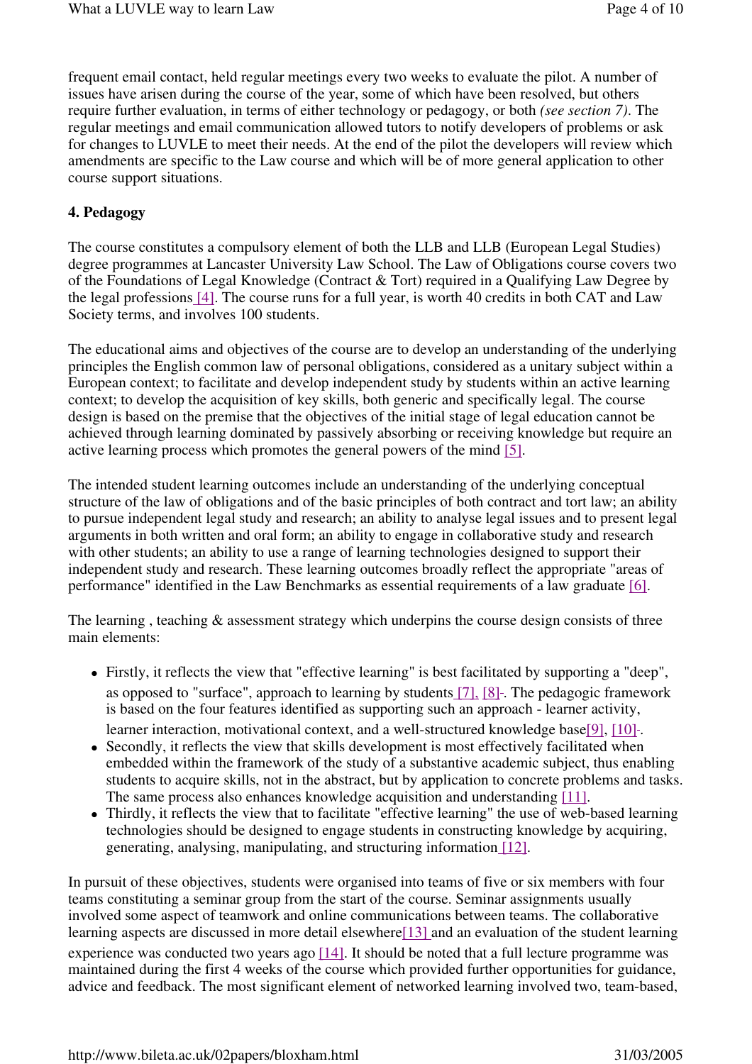frequent email contact, held regular meetings every two weeks to evaluate the pilot. A number of issues have arisen during the course of the year, some of which have been resolved, but others require further evaluation, in terms of either technology or pedagogy, or both *(see section 7)*. The regular meetings and email communication allowed tutors to notify developers of problems or ask for changes to LUVLE to meet their needs. At the end of the pilot the developers will review which amendments are specific to the Law course and which will be of more general application to other course support situations.

**4. Pedagogy**

The course constitutes a compulsory element of both the LLB and LLB (European Legal Studies) degree programmes at Lancaster University Law School. The Law of Obligations course covers two of the Foundations of Legal Knowledge (Contract & Tort) required in a Qualifying Law Degree by the legal professions [4]. The course runs for a full year, is worth 40 credits in both CAT and Law Society terms, and involves 100 students.

The educational aims and objectives of the course are to develop an understanding of the underlying principles the English common law of personal obligations, considered as a unitary subject within a European context; to facilitate and develop independent study by students within an active learning context; to develop the acquisition of key skills, both generic and specifically legal. The course design is based on the premise that the objectives of the initial stage of legal education cannot be achieved through learning dominated by passively absorbing or receiving knowledge but require an active learning process which promotes the general powers of the mind [5].

The intended student learning outcomes include an understanding of the underlying conceptual structure of the law of obligations and of the basic principles of both contract and tort law; an ability to pursue independent legal study and research; an ability to analyse legal issues and to present legal arguments in both written and oral form; an ability to engage in collaborative study and research with other students; an ability to use a range of learning technologies designed to support their independent study and research. These learning outcomes broadly reflect the appropriate "areas of performance" identified in the Law Benchmarks as essential requirements of a law graduate [6].

The learning , teaching & assessment strategy which underpins the course design consists of three main elements:

- Firstly, it reflects the view that "effective learning" is best facilitated by supporting a "deep", as opposed to "surface", approach to learning by students [7], [8]. The pedagogic framework is based on the four features identified as supporting such an approach - learner activity, learner interaction, motivational context, and a well-structured knowledge base[9], [10].
- Secondly, it reflects the view that skills development is most effectively facilitated when embedded within the framework of the study of a substantive academic subject, thus enabling students to acquire skills, not in the abstract, but by application to concrete problems and tasks. The same process also enhances knowledge acquisition and understanding [11].
- Thirdly, it reflects the view that to facilitate "effective learning" the use of web-based learning technologies should be designed to engage students in constructing knowledge by acquiring, generating, analysing, manipulating, and structuring information [12].

In pursuit of these objectives, students were organised into teams of five or six members with four teams constituting a seminar group from the start of the course. Seminar assignments usually involved some aspect of teamwork and online communications between teams. The collaborative learning aspects are discussed in more detail elsewhere[13] and an evaluation of the student learning experience was conducted two years ago [14]. It should be noted that a full lecture programme was maintained during the first 4 weeks of the course which provided further opportunities for guidance, advice and feedback. The most significant element of networked learning involved two, team-based,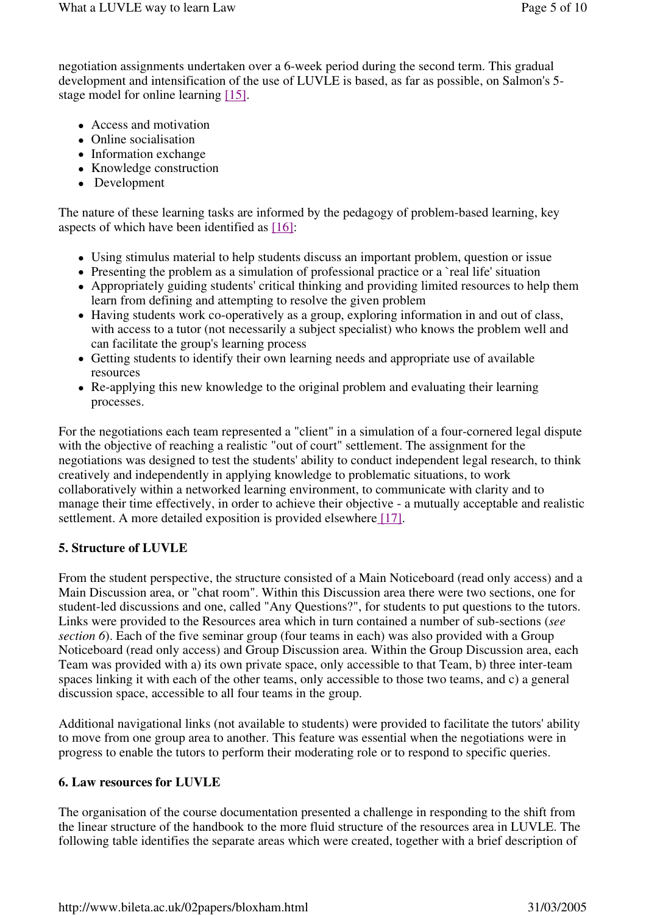negotiation assignments undertaken over a 6-week period during the second term. This gradual development and intensification of the use of LUVLE is based, as far as possible, on Salmon's 5-stage model for online learning [15].

- Access and motivation
- Online socialisation
- Information exchange
- Knowledge construction
- Development

The nature of these learning tasks are informed by the pedagogy of problem-based learning, key aspects of which have been identified as [16]:

- Using stimulus material to help students discuss an important problem, question or issue
- Presenting the problem as a simulation of professional practice or a `real life' situation
- Appropriately guiding students' critical thinking and providing limited resources to help them learn from defining and attempting to resolve the given problem
- Having students work co-operatively as a group, exploring information in and out of class, with access to a tutor (not necessarily a subject specialist) who knows the problem well and can facilitate the group's learning process
- Getting students to identify their own learning needs and appropriate use of available resources
- Re-applying this new knowledge to the original problem and evaluating their learning processes.

For the negotiations each team represented a "client" in a simulation of a four-cornered legal dispute with the objective of reaching a realistic "out of court" settlement. The assignment for the negotiations was designed to test the students' ability to conduct independent legal research, to think creatively and independently in applying knowledge to problematic situations, to work collaboratively within a networked learning environment, to communicate with clarity and to manage their time effectively, in order to achieve their objective - a mutually acceptable and realistic settlement. A more detailed exposition is provided elsewhere [17].

## 5. Structure of LUVLE

From the student perspective, the structure consisted of a Main Noticeboard (read only access) and a Main Discussion area, or "chat room". Within this Discussion area there were two sections, one for student-led discussions and one, called "Any Questions?", for students to put questions to the tutors. Links were provided to the Resources area which in turn contained a number of sub-sections (*see section 6*). Each of the five seminar group (four teams in each) was also provided with a Group Noticeboard (read only access) and Group Discussion area. Within the Group Discussion area, each Team was provided with a) its own private space, only accessible to that Team, b) three inter-team spaces linking it with each of the other teams, only accessible to those two teams, and c) a general discussion space, accessible to all four teams in the group.

Additional navigational links (not available to students) were provided to facilitate the tutors' ability to move from one group area to another. This feature was essential when the negotiations were in progress to enable the tutors to perform their moderating role or to respond to specific queries.

## 6. Law resources for LUVLE

The organisation of the course documentation presented a challenge in responding to the shift from the linear structure of the handbook to the more fluid structure of the resources area in LUVLE. The following table identifies the separate areas which were created, together with a brief description of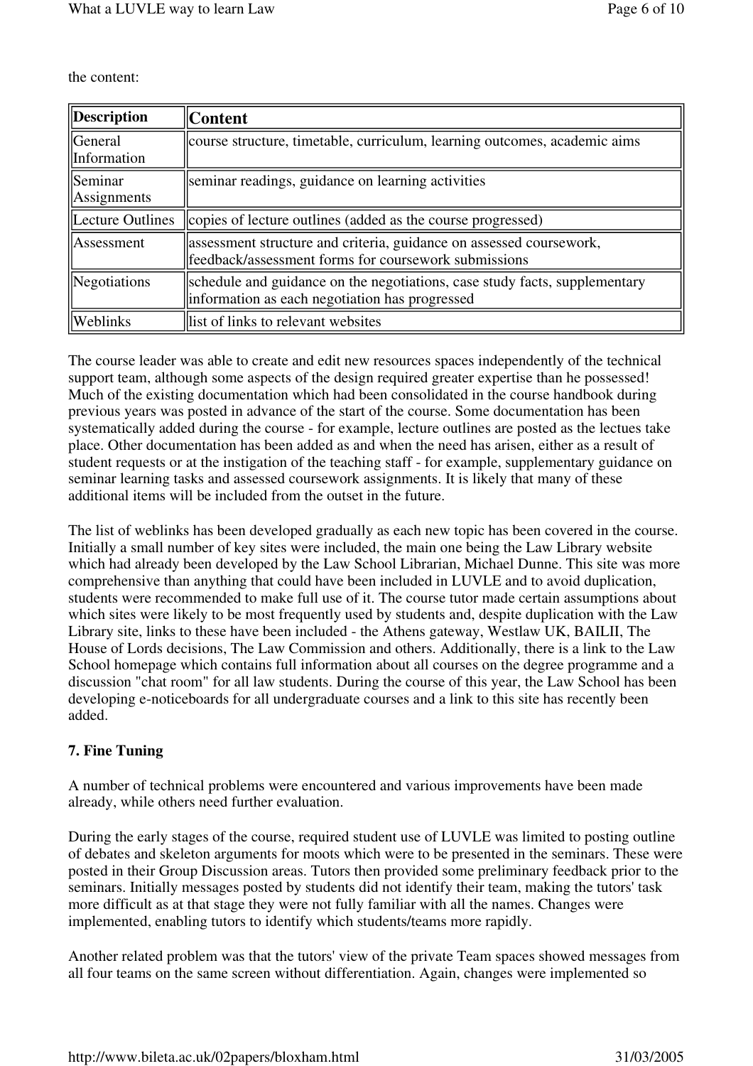the content:

| Description | Content |
|---|---|
| General Information | course structure, timetable, curriculum, learning outcomes, academic aims |
| Seminar Assignments | seminar readings, guidance on learning activities |
| Lecture Outlines | copies of lecture outlines (added as the course progressed) |
| Assessment | assessment structure and criteria, guidance on assessed coursework, feedback/assessment forms for coursework submissions |
| Negotiations | schedule and guidance on the negotiations, case study facts, supplementary information as each negotiation has progressed |
| Weblinks | list of links to relevant websites |

The course leader was able to create and edit new resources spaces independently of the technical support team, although some aspects of the design required greater expertise than he possessed! Much of the existing documentation which had been consolidated in the course handbook during previous years was posted in advance of the start of the course. Some documentation has been systematically added during the course - for example, lecture outlines are posted as the lectues take place. Other documentation has been added as and when the need has arisen, either as a result of student requests or at the instigation of the teaching staff - for example, supplementary guidance on seminar learning tasks and assessed coursework assignments. It is likely that many of these additional items will be included from the outset in the future.

The list of weblinks has been developed gradually as each new topic has been covered in the course. Initially a small number of key sites were included, the main one being the Law Library website which had already been developed by the Law School Librarian, Michael Dunne. This site was more comprehensive than anything that could have been included in LUVLE and to avoid duplication, students were recommended to make full use of it. The course tutor made certain assumptions about which sites were likely to be most frequently used by students and, despite duplication with the Law Library site, links to these have been included - the Athens gateway, Westlaw UK, BAILII, The House of Lords decisions, The Law Commission and others. Additionally, there is a link to the Law School homepage which contains full information about all courses on the degree programme and a discussion "chat room" for all law students. During the course of this year, the Law School has been developing e-noticeboards for all undergraduate courses and a link to this site has recently been added.

### 7. Fine Tuning

A number of technical problems were encountered and various improvements have been made already, while others need further evaluation.

During the early stages of the course, required student use of LUVLE was limited to posting outline of debates and skeleton arguments for moots which were to be presented in the seminars. These were posted in their Group Discussion areas. Tutors then provided some preliminary feedback prior to the seminars. Initially messages posted by students did not identify their team, making the tutors' task more difficult as at that stage they were not fully familiar with all the names. Changes were implemented, enabling tutors to identify which students/teams more rapidly.

Another related problem was that the tutors' view of the private Team spaces showed messages from all four teams on the same screen without differentiation. Again, changes were implemented so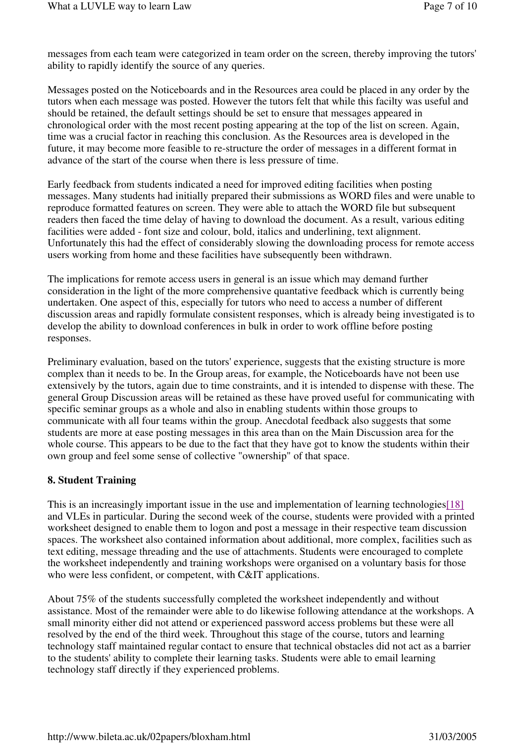messages from each team were categorized in team order on the screen, thereby improving the tutors' ability to rapidly identify the source of any queries.

Messages posted on the Noticeboards and in the Resources area could be placed in any order by the tutors when each message was posted. However the tutors felt that while this facilty was useful and should be retained, the default settings should be set to ensure that messages appeared in chronological order with the most recent posting appearing at the top of the list on screen. Again, time was a crucial factor in reaching this conclusion. As the Resources area is developed in the future, it may become more feasible to re-structure the order of messages in a different format in advance of the start of the course when there is less pressure of time.

Early feedback from students indicated a need for improved editing facilities when posting messages. Many students had initially prepared their submissions as WORD files and were unable to reproduce formatted features on screen. They were able to attach the WORD file but subsequent readers then faced the time delay of having to download the document. As a result, various editing facilities were added - font size and colour, bold, italics and underlining, text alignment. Unfortunately this had the effect of considerably slowing the downloading process for remote access users working from home and these facilities have subsequently been withdrawn.

The implications for remote access users in general is an issue which may demand further consideration in the light of the more comprehensive quantative feedback which is currently being undertaken. One aspect of this, especially for tutors who need to access a number of different discussion areas and rapidly formulate consistent responses, which is already being investigated is to develop the ability to download conferences in bulk in order to work offline before posting responses.

Preliminary evaluation, based on the tutors' experience, suggests that the existing structure is more complex than it needs to be. In the Group areas, for example, the Noticeboards have not been use extensively by the tutors, again due to time constraints, and it is intended to dispense with these. The general Group Discussion areas will be retained as these have proved useful for communicating with specific seminar groups as a whole and also in enabling students within those groups to communicate with all four teams within the group. Anecdotal feedback also suggests that some students are more at ease posting messages in this area than on the Main Discussion area for the whole course. This appears to be due to the fact that they have got to know the students within their own group and feel some sense of collective "ownership" of that space.

## 8. Student Training

This is an increasingly important issue in the use and implementation of learning technologies[18] and VLEs in particular. During the second week of the course, students were provided with a printed worksheet designed to enable them to logon and post a message in their respective team discussion spaces. The worksheet also contained information about additional, more complex, facilities such as text editing, message threading and the use of attachments. Students were encouraged to complete the worksheet independently and training workshops were organised on a voluntary basis for those who were less confident, or competent, with C&IT applications.

About 75% of the students successfully completed the worksheet independently and without assistance. Most of the remainder were able to do likewise following attendance at the workshops. A small minority either did not attend or experienced password access problems but these were all resolved by the end of the third week. Throughout this stage of the course, tutors and learning technology staff maintained regular contact to ensure that technical obstacles did not act as a barrier to the students' ability to complete their learning tasks. Students were able to email learning technology staff directly if they experienced problems.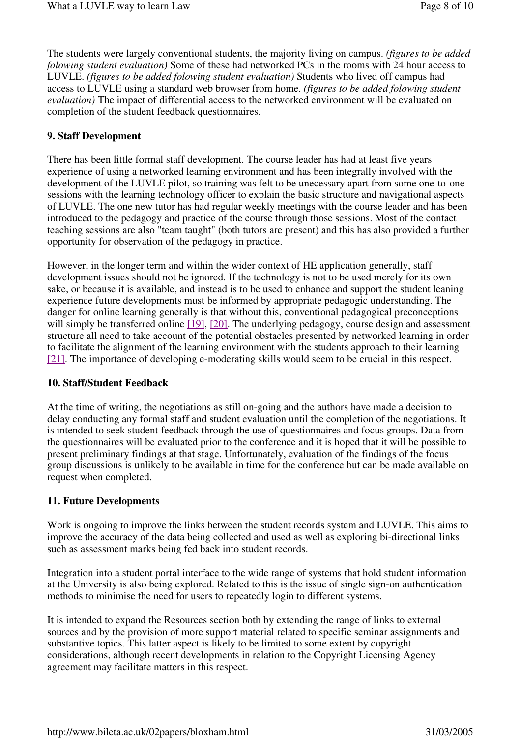The students were largely conventional students, the majority living on campus. *(figures to be added folowing student evaluation)* Some of these had networked PCs in the rooms with 24 hour access to LUVLE. *(figures to be added folowing student evaluation)* Students who lived off campus had access to LUVLE using a standard web browser from home. *(figures to be added folowing student evaluation)* The impact of differential access to the networked environment will be evaluated on completion of the student feedback questionnaires.

**9. Staff Development**

There has been little formal staff development. The course leader has had at least five years experience of using a networked learning environment and has been integrally involved with the development of the LUVLE pilot, so training was felt to be unecessary apart from some one-to-one sessions with the learning technology officer to explain the basic structure and navigational aspects of LUVLE. The one new tutor has had regular weekly meetings with the course leader and has been introduced to the pedagogy and practice of the course through those sessions. Most of the contact teaching sessions are also "team taught" (both tutors are present) and this has also provided a further opportunity for observation of the pedagogy in practice.

However, in the longer term and within the wider context of HE application generally, staff development issues should not be ignored. If the technology is not to be used merely for its own sake, or because it is available, and instead is to be used to enhance and support the student leaning experience future developments must be informed by appropriate pedagogic understanding. The danger for online learning generally is that without this, conventional pedagogical preconceptions will simply be transferred online [19], [20]. The underlying pedagogy, course design and assessment structure all need to take account of the potential obstacles presented by networked learning in order to facilitate the alignment of the learning environment with the students approach to their learning [21]. The importance of developing e-moderating skills would seem to be crucial in this respect.

**10. Staff/Student Feedback**

At the time of writing, the negotiations as still on-going and the authors have made a decision to delay conducting any formal staff and student evaluation until the completion of the negotiations. It is intended to seek student feedback through the use of questionnaires and focus groups. Data from the questionnaires will be evaluated prior to the conference and it is hoped that it will be possible to present preliminary findings at that stage. Unfortunately, evaluation of the findings of the focus group discussions is unlikely to be available in time for the conference but can be made available on request when completed.

**11. Future Developments**

Work is ongoing to improve the links between the student records system and LUVLE. This aims to improve the accuracy of the data being collected and used as well as exploring bi-directional links such as assessment marks being fed back into student records.

Integration into a student portal interface to the wide range of systems that hold student information at the University is also being explored. Related to this is the issue of single sign-on authentication methods to minimise the need for users to repeatedly login to different systems.

It is intended to expand the Resources section both by extending the range of links to external sources and by the provision of more support material related to specific seminar assignments and substantive topics. This latter aspect is likely to be limited to some extent by copyright considerations, although recent developments in relation to the Copyright Licensing Agency agreement may facilitate matters in this respect.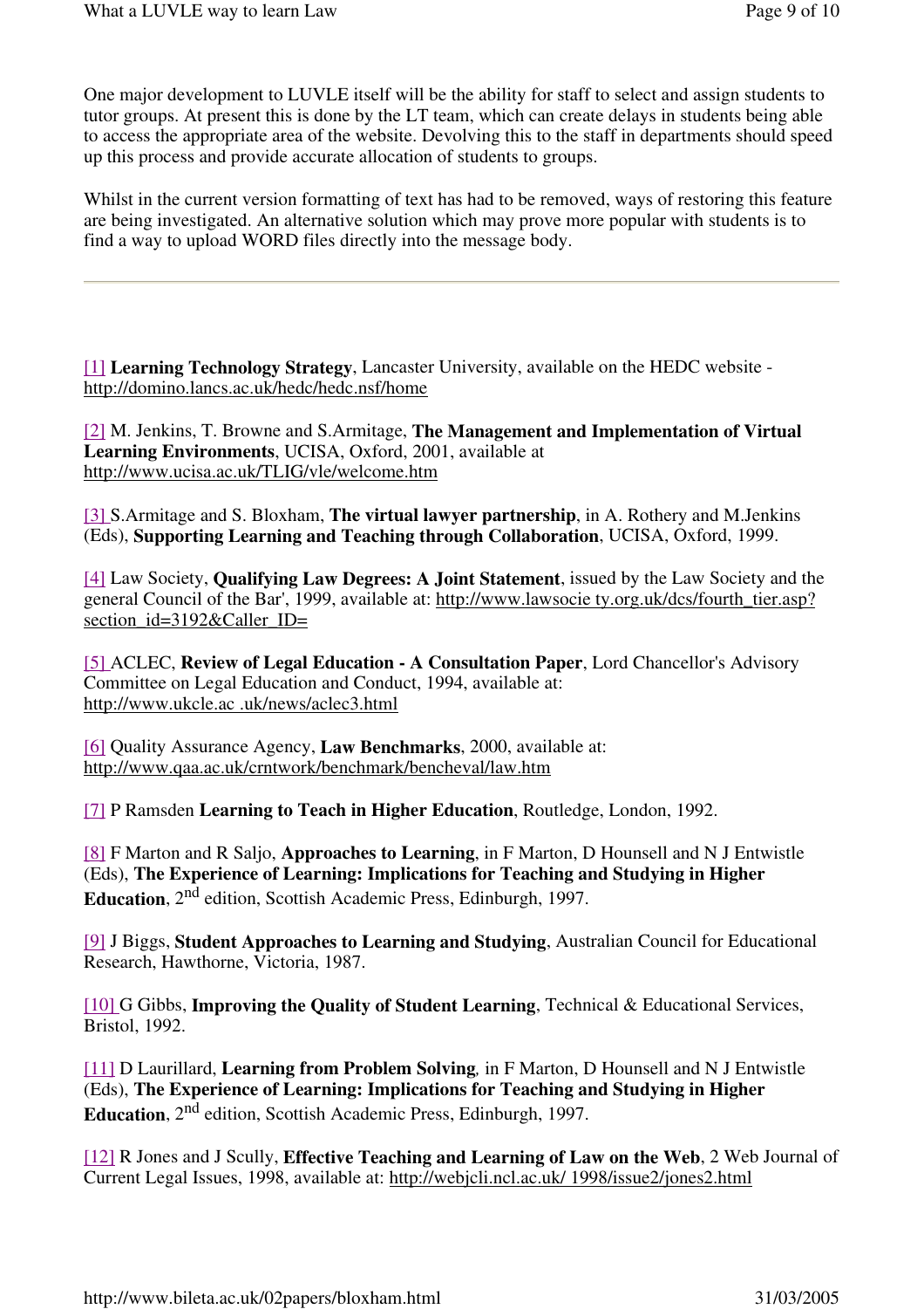One major development to LUVLE itself will be the ability for staff to select and assign students to tutor groups. At present this is done by the LT team, which can create delays in students being able to access the appropriate area of the website. Devolving this to the staff in departments should speed up this process and provide accurate allocation of students to groups.

Whilst in the current version formatting of text has had to be removed, ways of restoring this feature are being investigated. An alternative solution which may prove more popular with students is to find a way to upload WORD files directly into the message body.

---

[1] **Learning Technology Strategy**, Lancaster University, available on the HEDC website - http://domino.lancs.ac.uk/hedc/hedc.nsf/home

[2] M. Jenkins, T. Browne and S.Armitage, **The Management and Implementation of Virtual Learning Environments**, UCISA, Oxford, 2001, available at http://www.ucisa.ac.uk/TLIG/vle/welcome.htm

[3] S.Armitage and S. Bloxham, **The virtual lawyer partnership**, in A. Rothery and M.Jenkins (Eds), **Supporting Learning and Teaching through Collaboration**, UCISA, Oxford, 1999.

[4] Law Society, **Qualifying Law Degrees: A Joint Statement**, issued by the Law Society and the general Council of the Bar', 1999, available at: http://www.lawsocie ty.org.uk/dcs/fourth_tier.asp?section_id=3192&Caller_ID=

[5] ACLEC, **Review of Legal Education - A Consultation Paper**, Lord Chancellor's Advisory Committee on Legal Education and Conduct, 1994, available at: http://www.ukcle.ac .uk/news/aclec3.html

[6] Quality Assurance Agency, **Law Benchmarks**, 2000, available at: http://www.qaa.ac.uk/crntwork/benchmark/bencheval/law.htm

[7] P Ramsden **Learning to Teach in Higher Education**, Routledge, London, 1992.

[8] F Marton and R Saljo, **Approaches to Learning**, in F Marton, D Hounsell and N J Entwistle (Eds), **The Experience of Learning: Implications for Teaching and Studying in Higher Education**, 2nd edition, Scottish Academic Press, Edinburgh, 1997.

[9] J Biggs, **Student Approaches to Learning and Studying**, Australian Council for Educational Research, Hawthorne, Victoria, 1987.

[10] G Gibbs, **Improving the Quality of Student Learning**, Technical & Educational Services, Bristol, 1992.

[11] D Laurillard, **Learning from Problem Solving**, in F Marton, D Hounsell and N J Entwistle (Eds), **The Experience of Learning: Implications for Teaching and Studying in Higher Education**, 2nd edition, Scottish Academic Press, Edinburgh, 1997.

[12] R Jones and J Scully, **Effective Teaching and Learning of Law on the Web**, 2 Web Journal of Current Legal Issues, 1998, available at: http://webjcli.ncl.ac.uk/ 1998/issue2/jones2.html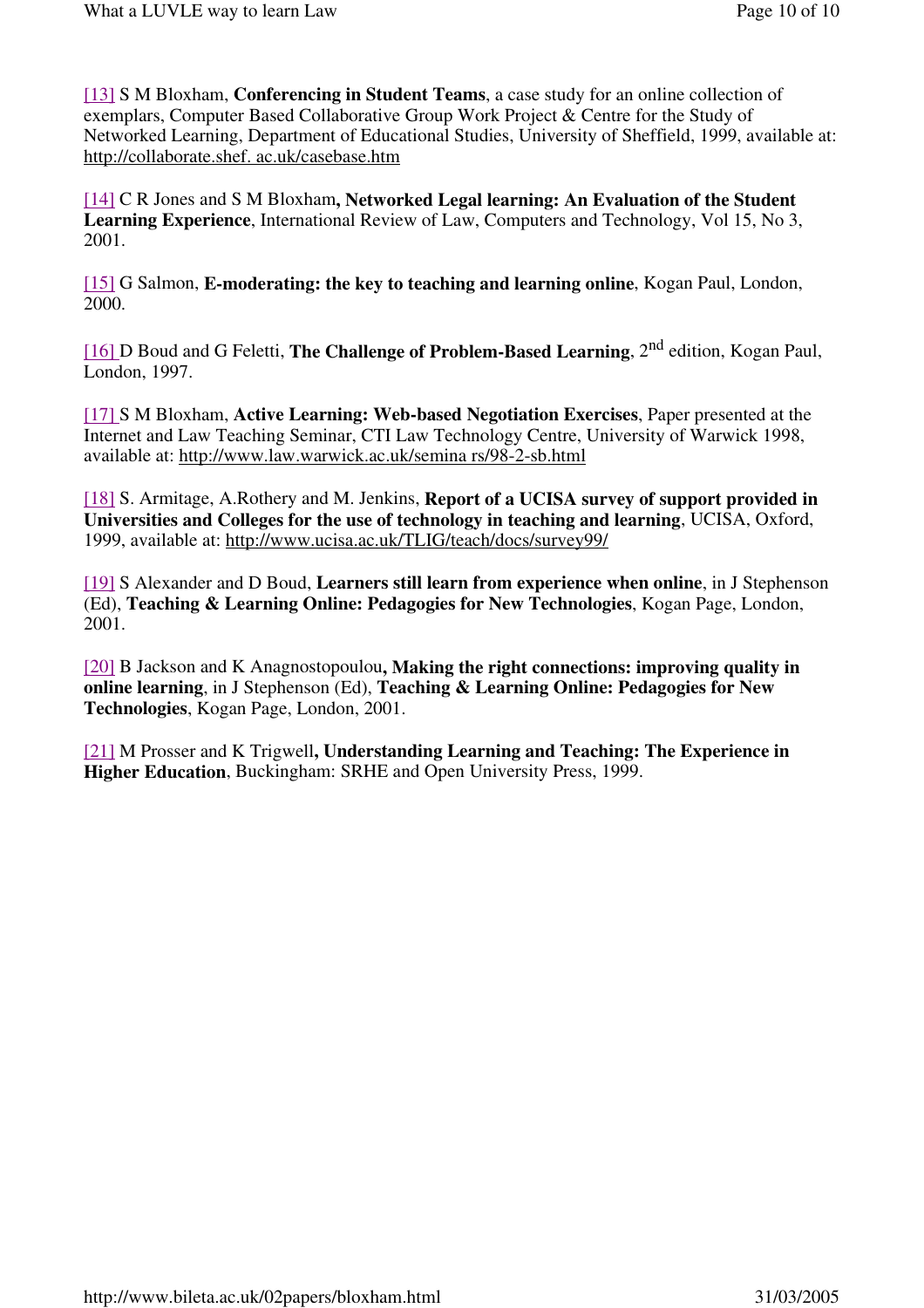[13] S M Bloxham, **Conferencing in Student Teams**, a case study for an online collection of exemplars, Computer Based Collaborative Group Work Project & Centre for the Study of Networked Learning, Department of Educational Studies, University of Sheffield, 1999, available at: http://collaborate.shef. ac.uk/casebase.htm

[14] C R Jones and S M Bloxham**, Networked Legal learning: An Evaluation of the Student Learning Experience**, International Review of Law, Computers and Technology, Vol 15, No 3, 2001.

[15] G Salmon, **E-moderating: the key to teaching and learning online**, Kogan Paul, London, 2000.

[16] D Boud and G Feletti, **The Challenge of Problem-Based Learning**, 2nd edition, Kogan Paul, London, 1997.

[17] S M Bloxham, **Active Learning: Web-based Negotiation Exercises**, Paper presented at the Internet and Law Teaching Seminar, CTI Law Technology Centre, University of Warwick 1998, available at: http://www.law.warwick.ac.uk/semina rs/98-2-sb.html

[18] S. Armitage, A.Rothery and M. Jenkins, **Report of a UCISA survey of support provided in Universities and Colleges for the use of technology in teaching and learning**, UCISA, Oxford, 1999, available at: http://www.ucisa.ac.uk/TLIG/teach/docs/survey99/

[19] S Alexander and D Boud, **Learners still learn from experience when online**, in J Stephenson (Ed), **Teaching & Learning Online: Pedagogies for New Technologies**, Kogan Page, London, 2001.

[20] B Jackson and K Anagnostopoulou**, Making the right connections: improving quality in online learning**, in J Stephenson (Ed), **Teaching & Learning Online: Pedagogies for New Technologies**, Kogan Page, London, 2001.

[21] M Prosser and K Trigwell**, Understanding Learning and Teaching: The Experience in Higher Education**, Buckingham: SRHE and Open University Press, 1999.